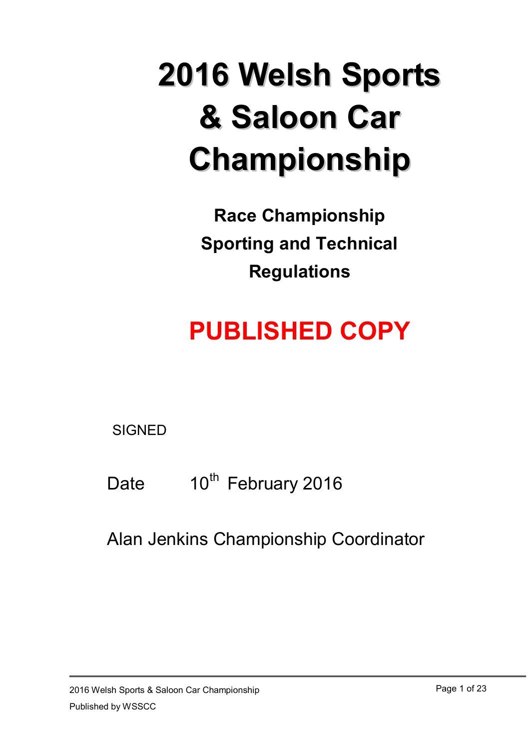# 2016 Welsh Sports & Saloon Car Championship

## Race Championship Sporting and Technical Regulations

**PUBLISHED COPY**

SIGNED

Date 10th February 2016

Alan Jenkins Championship Coordinator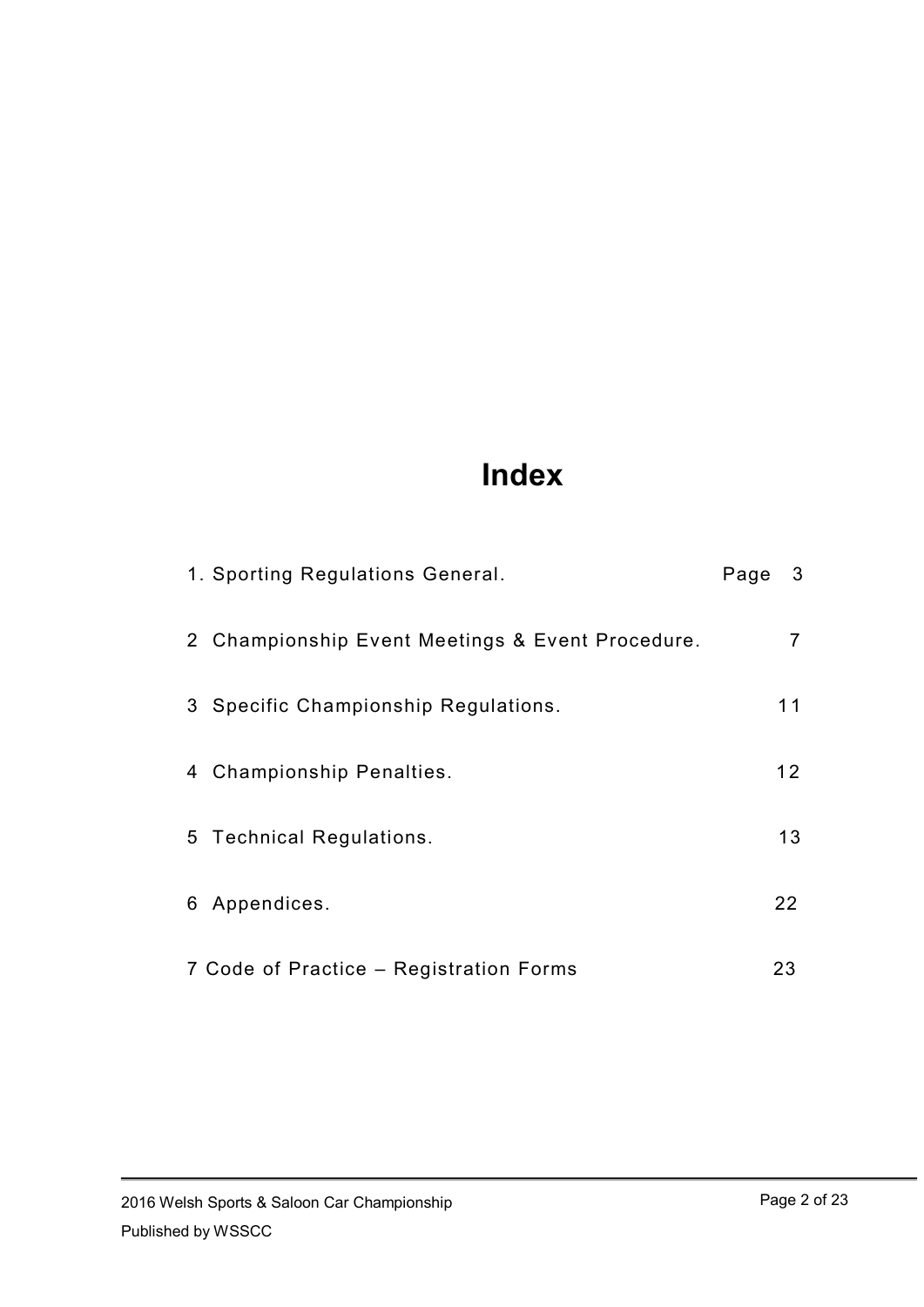# Index

| | | |
|---|---|---|
| 1. Sporting Regulations General. | Page | 3 |
| 2 Championship Event Meetings & Event Procedure. | | 7 |
| 3 Specific Championship Regulations. | | 11 |
| 4 Championship Penalties. | | 12 |
| 5 Technical Regulations. | | 13 |
| 6 Appendices. | | 22 |
| 7 Code of Practice – Registration Forms | | 23 |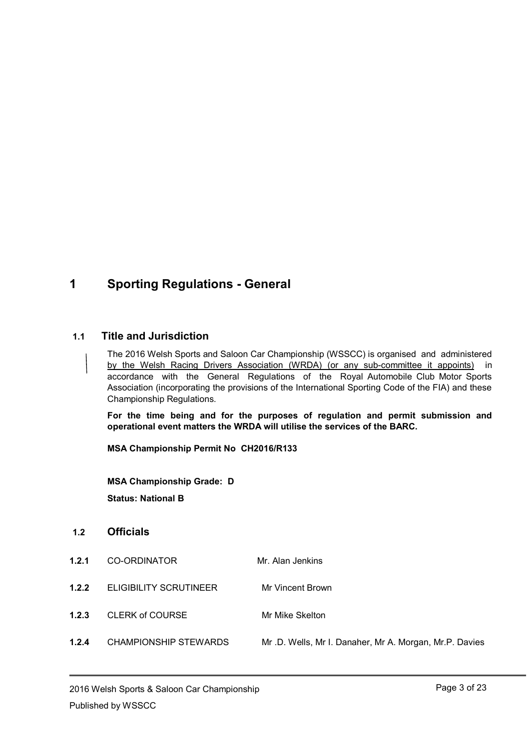# 1 Sporting Regulations - General

## 1.1 Title and Jurisdiction

The 2016 Welsh Sports and Saloon Car Championship (WSSCC) is organised and administered by the Welsh Racing Drivers Association (WRDA) (or any sub-committee it appoints) in accordance with the General Regulations of the Royal Automobile Club Motor Sports Association (incorporating the provisions of the International Sporting Code of the FIA) and these Championship Regulations.

**For the time being and for the purposes of regulation and permit submission and operational event matters the WRDA will utilise the services of the BARC.**

**MSA Championship Permit No CH2016/R133**

**MSA Championship Grade: D**

**Status: National B**

## 1.2 Officials

| | | |
|---|---|---|
| **1.2.1** | CO-ORDINATOR | Mr. Alan Jenkins |
| **1.2.2** | ELIGIBILITY SCRUTINEER | Mr Vincent Brown |
| **1.2.3** | CLERK of COURSE | Mr Mike Skelton |
| **1.2.4** | CHAMPIONSHIP STEWARDS | Mr .D. Wells, Mr I. Danaher, Mr A. Morgan, Mr.P. Davies |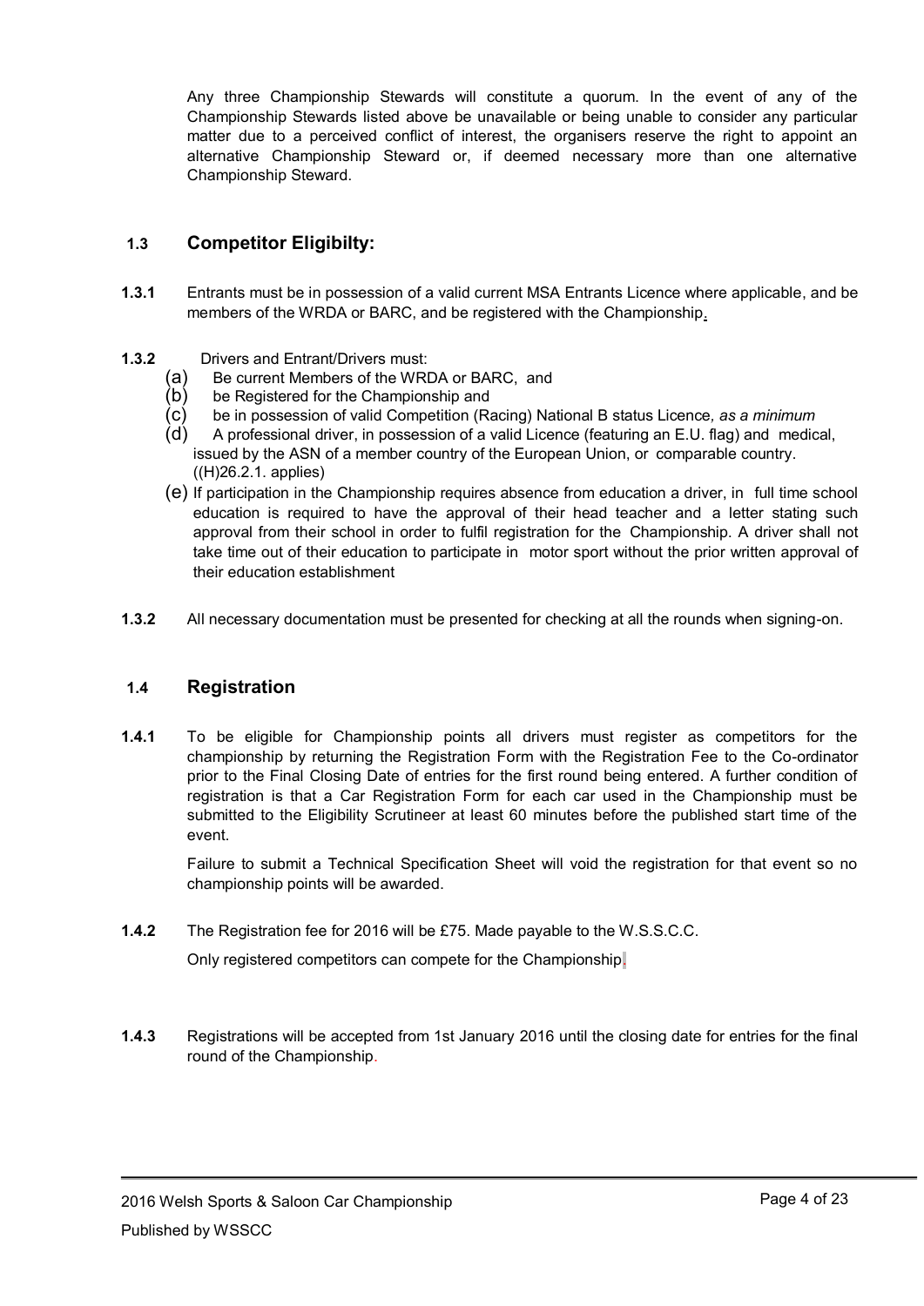Any three Championship Stewards will constitute a quorum. In the event of any of the Championship Stewards listed above be unavailable or being unable to consider any particular matter due to a perceived conflict of interest, the organisers reserve the right to appoint an alternative Championship Steward or, if deemed necessary more than one alternative Championship Steward.

### 1.3 Competitor Eligibilty:

**1.3.1** Entrants must be in possession of a valid current MSA Entrants Licence where applicable, and be members of the WRDA or BARC, and be registered with the Championship.

**1.3.2** Drivers and Entrant/Drivers must:

(a) Be current Members of the WRDA or BARC, and
(b) be Registered for the Championship and
(c) be in possession of valid Competition (Racing) National B status Licence, *as a minimum*
(d) A professional driver, in possession of a valid Licence (featuring an E.U. flag) and medical, issued by the ASN of a member country of the European Union, or comparable country. ((H)26.2.1. applies)
(e) If participation in the Championship requires absence from education a driver, in full time school education is required to have the approval of their head teacher and a letter stating such approval from their school in order to fulfil registration for the Championship. A driver shall not take time out of their education to participate in motor sport without the prior written approval of their education establishment

**1.3.2** All necessary documentation must be presented for checking at all the rounds when signing-on.

### 1.4 Registration

**1.4.1** To be eligible for Championship points all drivers must register as competitors for the championship by returning the Registration Form with the Registration Fee to the Co-ordinator prior to the Final Closing Date of entries for the first round being entered. A further condition of registration is that a Car Registration Form for each car used in the Championship must be submitted to the Eligibility Scrutineer at least 60 minutes before the published start time of the event.

Failure to submit a Technical Specification Sheet will void the registration for that event so no championship points will be awarded.

**1.4.2** The Registration fee for 2016 will be £75. Made payable to the W.S.S.C.C.

Only registered competitors can compete for the Championship.

**1.4.3** Registrations will be accepted from 1st January 2016 until the closing date for entries for the final round of the Championship.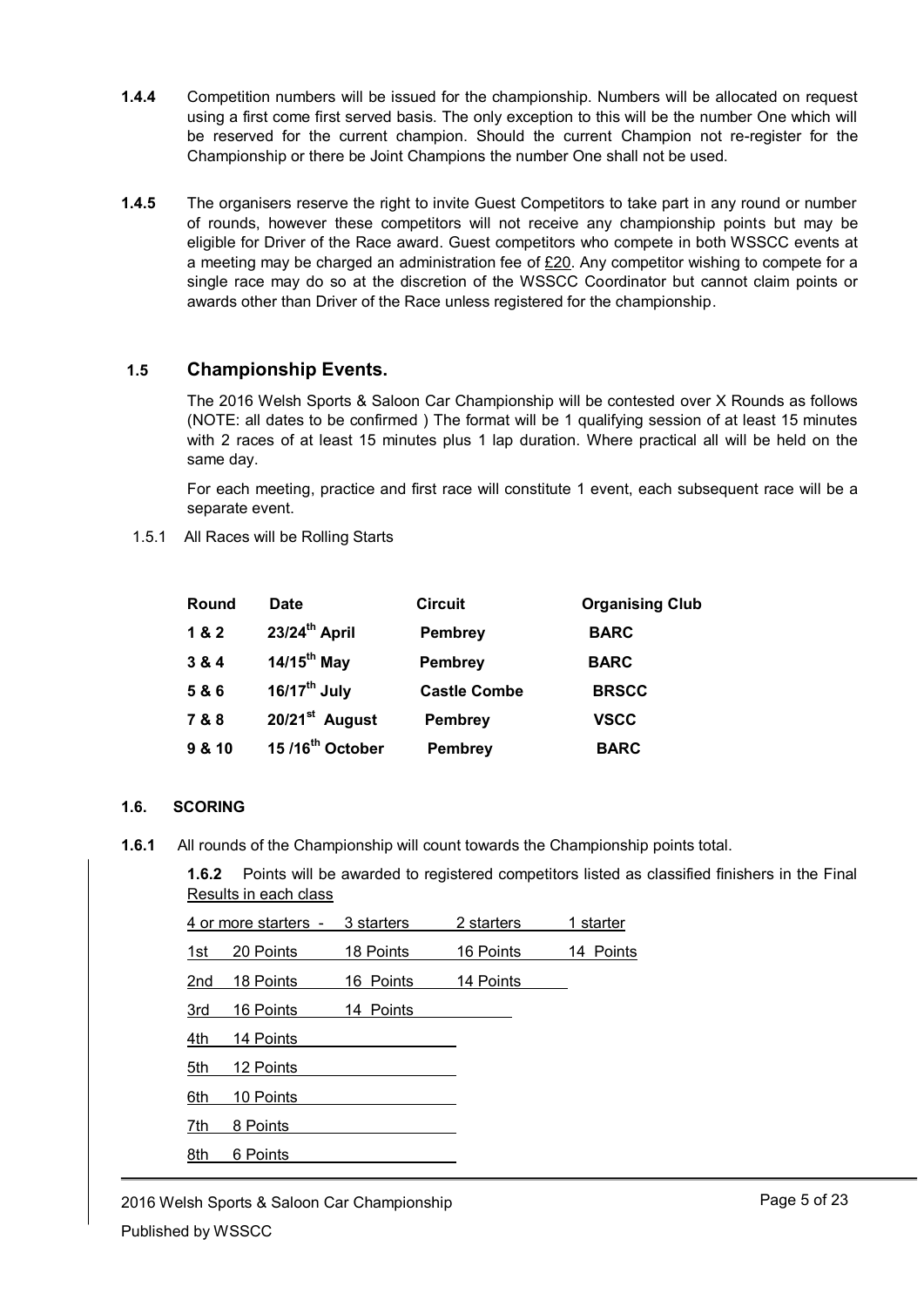**1.4.4** Competition numbers will be issued for the championship. Numbers will be allocated on request using a first come first served basis. The only exception to this will be the number One which will be reserved for the current champion. Should the current Champion not re-register for the Championship or there be Joint Champions the number One shall not be used.

**1.4.5** The organisers reserve the right to invite Guest Competitors to take part in any round or number of rounds, however these competitors will not receive any championship points but may be eligible for Driver of the Race award. Guest competitors who compete in both WSSCC events at a meeting may be charged an administration fee of £20. Any competitor wishing to compete for a single race may do so at the discretion of the WSSCC Coordinator but cannot claim points or awards other than Driver of the Race unless registered for the championship.

## 1.5 Championship Events.

The 2016 Welsh Sports & Saloon Car Championship will be contested over X Rounds as follows (NOTE: all dates to be confirmed ) The format will be 1 qualifying session of at least 15 minutes with 2 races of at least 15 minutes plus 1 lap duration. Where practical all will be held on the same day.

For each meeting, practice and first race will constitute 1 event, each subsequent race will be a separate event.

1.5.1 All Races will be Rolling Starts

| Round | Date | Circuit | Organising Club |
|---|---|---|---|
| 1 & 2 | 23/24th April | Pembrey | BARC |
| 3 & 4 | 14/15th May | Pembrey | BARC |
| 5 & 6 | 16/17th July | Castle Combe | BRSCC |
| 7 & 8 | 20/21st August | Pembrey | VSCC |
| 9 & 10 | 15 /16th October | Pembrey | BARC |

### 1.6. SCORING

**1.6.1** All rounds of the Championship will count towards the Championship points total.

**1.6.2** Points will be awarded to registered competitors listed as classified finishers in the Final Results in each class

| 4 or more starters - | | 3 starters | 2 starters | 1 starter |
|---|---|---|---|---|
| 1st | 20 Points | 18 Points | 16 Points | 14 Points |
| 2nd | 18 Points | 16 Points | 14 Points | |
| 3rd | 16 Points | 14 Points | | |
| 4th | 14 Points | | | |
| 5th | 12 Points | | | |
| 6th | 10 Points | | | |
| 7th | 8 Points | | | |
| 8th | 6 Points | | | |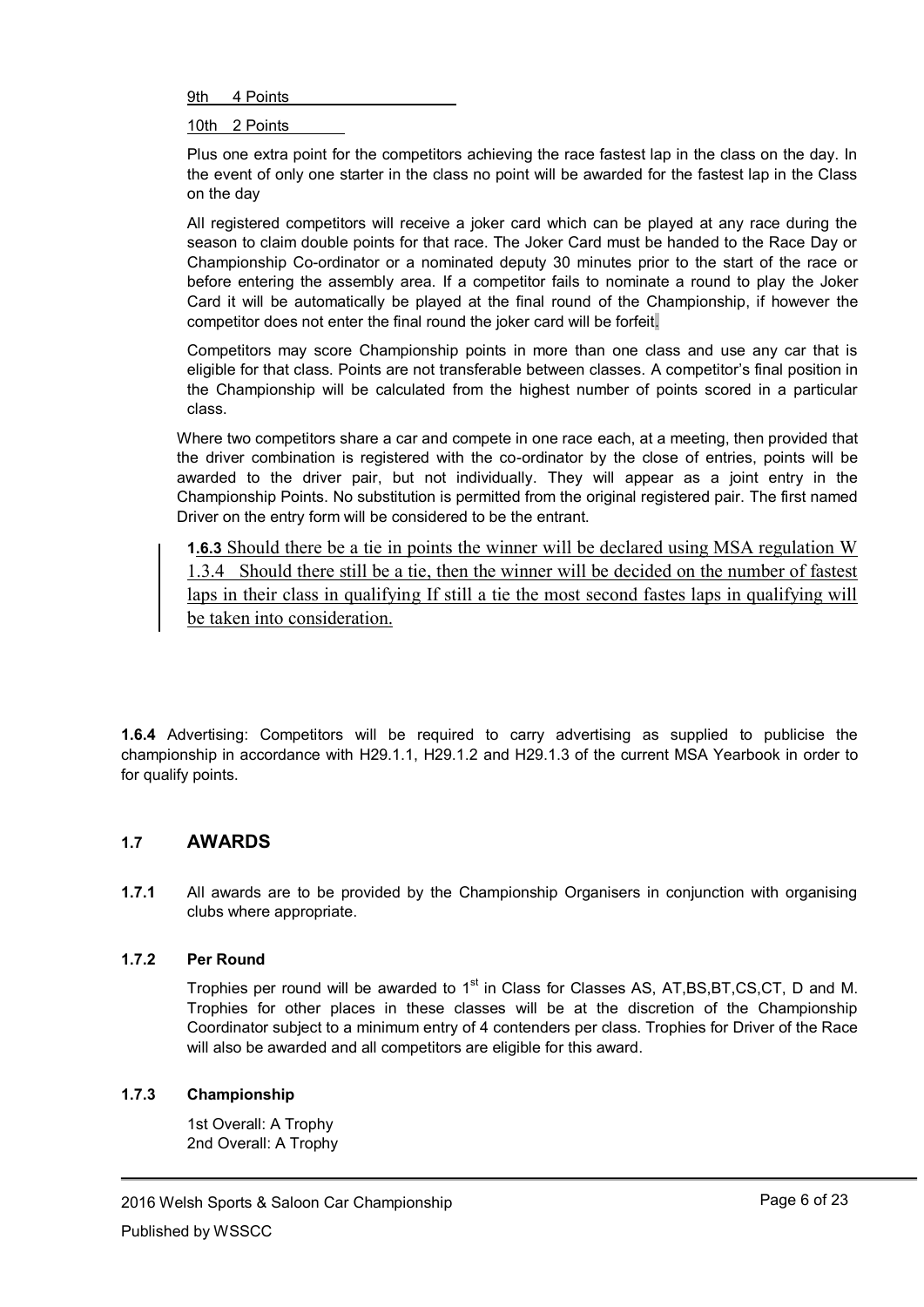9th 4 Points

10th 2 Points

Plus one extra point for the competitors achieving the race fastest lap in the class on the day. In the event of only one starter in the class no point will be awarded for the fastest lap in the Class on the day

All registered competitors will receive a joker card which can be played at any race during the season to claim double points for that race. The Joker Card must be handed to the Race Day or Championship Co-ordinator or a nominated deputy 30 minutes prior to the start of the race or before entering the assembly area. If a competitor fails to nominate a round to play the Joker Card it will be automatically be played at the final round of the Championship, if however the competitor does not enter the final round the joker card will be forfeit.

Competitors may score Championship points in more than one class and use any car that is eligible for that class. Points are not transferable between classes. A competitor's final position in the Championship will be calculated from the highest number of points scored in a particular class.

Where two competitors share a car and compete in one race each, at a meeting, then provided that the driver combination is registered with the co-ordinator by the close of entries, points will be awarded to the driver pair, but not individually. They will appear as a joint entry in the Championship Points. No substitution is permitted from the original registered pair. The first named Driver on the entry form will be considered to be the entrant.

**1.6.3** Should there be a tie in points the winner will be declared using MSA regulation W 1.3.4 Should there still be a tie, then the winner will be decided on the number of fastest laps in their class in qualifying If still a tie the most second fastes laps in qualifying will be taken into consideration.

**1.6.4** Advertising: Competitors will be required to carry advertising as supplied to publicise the championship in accordance with H29.1.1, H29.1.2 and H29.1.3 of the current MSA Yearbook in order to for qualify points.

## 1.7 AWARDS

**1.7.1** All awards are to be provided by the Championship Organisers in conjunction with organising clubs where appropriate.

### 1.7.2 Per Round

Trophies per round will be awarded to 1st in Class for Classes AS, AT,BS,BT,CS,CT, D and M. Trophies for other places in these classes will be at the discretion of the Championship Coordinator subject to a minimum entry of 4 contenders per class. Trophies for Driver of the Race will also be awarded and all competitors are eligible for this award.

### 1.7.3 Championship

1st Overall: A Trophy
2nd Overall: A Trophy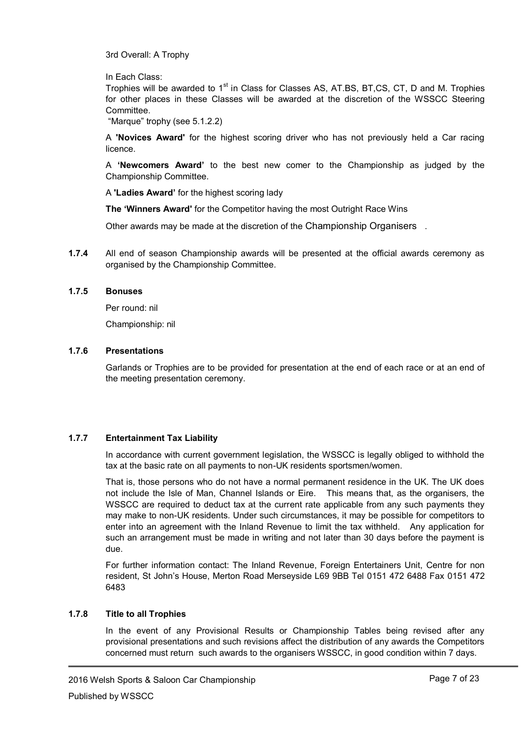3rd Overall: A Trophy

In Each Class:

Trophies will be awarded to 1st in Class for Classes AS, AT.BS, BT,CS, CT, D and M. Trophies for other places in these Classes will be awarded at the discretion of the WSSCC Steering Committee.

"Marque" trophy (see 5.1.2.2)

A **'Novices Award'** for the highest scoring driver who has not previously held a Car racing licence.

A **'Newcomers Award'** to the best new comer to the Championship as judged by the Championship Committee.

A **'Ladies Award'** for the highest scoring lady

**The 'Winners Award'** for the Competitor having the most Outright Race Wins

Other awards may be made at the discretion of the Championship Organisers .

**1.7.4** All end of season Championship awards will be presented at the official awards ceremony as organised by the Championship Committee.

**1.7.5 Bonuses**

Per round: nil

Championship: nil

**1.7.6 Presentations**

Garlands or Trophies are to be provided for presentation at the end of each race or at an end of the meeting presentation ceremony.

**1.7.7 Entertainment Tax Liability**

In accordance with current government legislation, the WSSCC is legally obliged to withhold the tax at the basic rate on all payments to non-UK residents sportsmen/women.

That is, those persons who do not have a normal permanent residence in the UK. The UK does not include the Isle of Man, Channel Islands or Eire. This means that, as the organisers, the WSSCC are required to deduct tax at the current rate applicable from any such payments they may make to non-UK residents. Under such circumstances, it may be possible for competitors to enter into an agreement with the Inland Revenue to limit the tax withheld. Any application for such an arrangement must be made in writing and not later than 30 days before the payment is due.

For further information contact: The Inland Revenue, Foreign Entertainers Unit, Centre for non resident, St John's House, Merton Road Merseyside L69 9BB Tel 0151 472 6488 Fax 0151 472 6483

**1.7.8 Title to all Trophies**

In the event of any Provisional Results or Championship Tables being revised after any provisional presentations and such revisions affect the distribution of any awards the Competitors concerned must return such awards to the organisers WSSCC, in good condition within 7 days.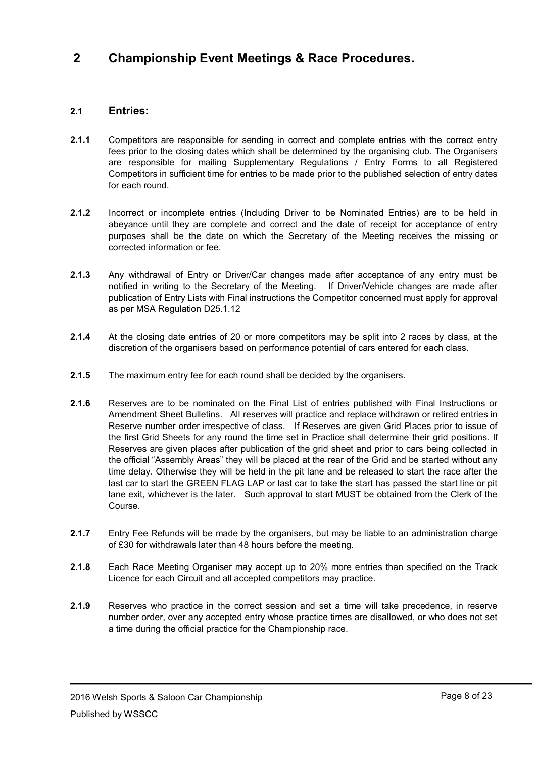# 2 Championship Event Meetings & Race Procedures.

## 2.1 Entries:

**2.1.1** Competitors are responsible for sending in correct and complete entries with the correct entry fees prior to the closing dates which shall be determined by the organising club. The Organisers are responsible for mailing Supplementary Regulations / Entry Forms to all Registered Competitors in sufficient time for entries to be made prior to the published selection of entry dates for each round.

**2.1.2** Incorrect or incomplete entries (Including Driver to be Nominated Entries) are to be held in abeyance until they are complete and correct and the date of receipt for acceptance of entry purposes shall be the date on which the Secretary of the Meeting receives the missing or corrected information or fee.

**2.1.3** Any withdrawal of Entry or Driver/Car changes made after acceptance of any entry must be notified in writing to the Secretary of the Meeting. If Driver/Vehicle changes are made after publication of Entry Lists with Final instructions the Competitor concerned must apply for approval as per MSA Regulation D25.1.12

**2.1.4** At the closing date entries of 20 or more competitors may be split into 2 races by class, at the discretion of the organisers based on performance potential of cars entered for each class.

**2.1.5** The maximum entry fee for each round shall be decided by the organisers.

**2.1.6** Reserves are to be nominated on the Final List of entries published with Final Instructions or Amendment Sheet Bulletins. All reserves will practice and replace withdrawn or retired entries in Reserve number order irrespective of class. If Reserves are given Grid Places prior to issue of the first Grid Sheets for any round the time set in Practice shall determine their grid positions. If Reserves are given places after publication of the grid sheet and prior to cars being collected in the official "Assembly Areas" they will be placed at the rear of the Grid and be started without any time delay. Otherwise they will be held in the pit lane and be released to start the race after the last car to start the GREEN FLAG LAP or last car to take the start has passed the start line or pit lane exit, whichever is the later. Such approval to start MUST be obtained from the Clerk of the Course.

**2.1.7** Entry Fee Refunds will be made by the organisers, but may be liable to an administration charge of £30 for withdrawals later than 48 hours before the meeting.

**2.1.8** Each Race Meeting Organiser may accept up to 20% more entries than specified on the Track Licence for each Circuit and all accepted competitors may practice.

**2.1.9** Reserves who practice in the correct session and set a time will take precedence, in reserve number order, over any accepted entry whose practice times are disallowed, or who does not set a time during the official practice for the Championship race.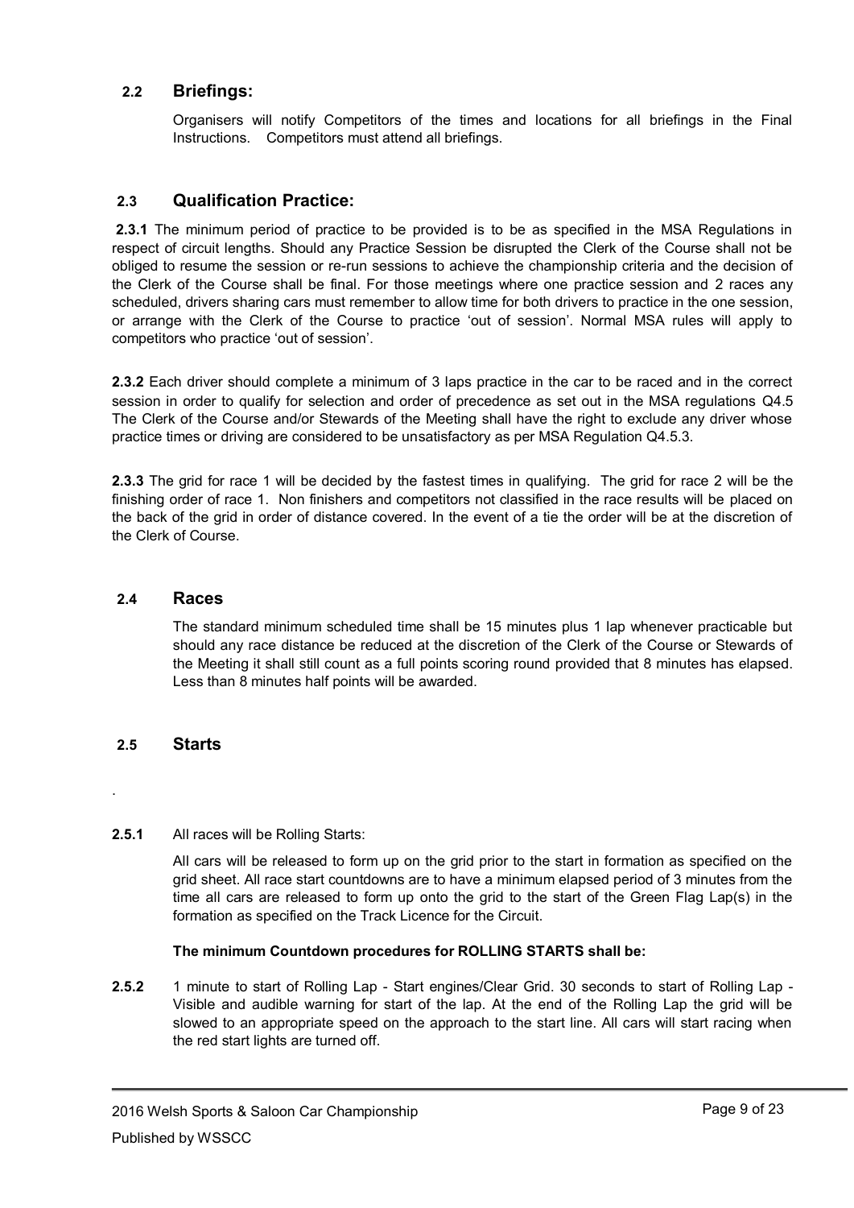## 2.2 Briefings:

Organisers will notify Competitors of the times and locations for all briefings in the Final Instructions. Competitors must attend all briefings.

## 2.3 Qualification Practice:

**2.3.1** The minimum period of practice to be provided is to be as specified in the MSA Regulations in respect of circuit lengths. Should any Practice Session be disrupted the Clerk of the Course shall not be obliged to resume the session or re-run sessions to achieve the championship criteria and the decision of the Clerk of the Course shall be final. For those meetings where one practice session and 2 races any scheduled, drivers sharing cars must remember to allow time for both drivers to practice in the one session, or arrange with the Clerk of the Course to practice 'out of session'. Normal MSA rules will apply to competitors who practice 'out of session'.

**2.3.2** Each driver should complete a minimum of 3 laps practice in the car to be raced and in the correct session in order to qualify for selection and order of precedence as set out in the MSA regulations Q4.5 The Clerk of the Course and/or Stewards of the Meeting shall have the right to exclude any driver whose practice times or driving are considered to be unsatisfactory as per MSA Regulation Q4.5.3.

**2.3.3** The grid for race 1 will be decided by the fastest times in qualifying. The grid for race 2 will be the finishing order of race 1. Non finishers and competitors not classified in the race results will be placed on the back of the grid in order of distance covered. In the event of a tie the order will be at the discretion of the Clerk of Course.

## 2.4 Races

The standard minimum scheduled time shall be 15 minutes plus 1 lap whenever practicable but should any race distance be reduced at the discretion of the Clerk of the Course or Stewards of the Meeting it shall still count as a full points scoring round provided that 8 minutes has elapsed. Less than 8 minutes half points will be awarded.

## 2.5 Starts

.

**2.5.1** All races will be Rolling Starts:

All cars will be released to form up on the grid prior to the start in formation as specified on the grid sheet. All race start countdowns are to have a minimum elapsed period of 3 minutes from the time all cars are released to form up onto the grid to the start of the Green Flag Lap(s) in the formation as specified on the Track Licence for the Circuit.

**The minimum Countdown procedures for ROLLING STARTS shall be:**

**2.5.2** 1 minute to start of Rolling Lap - Start engines/Clear Grid. 30 seconds to start of Rolling Lap - Visible and audible warning for start of the lap. At the end of the Rolling Lap the grid will be slowed to an appropriate speed on the approach to the start line. All cars will start racing when the red start lights are turned off.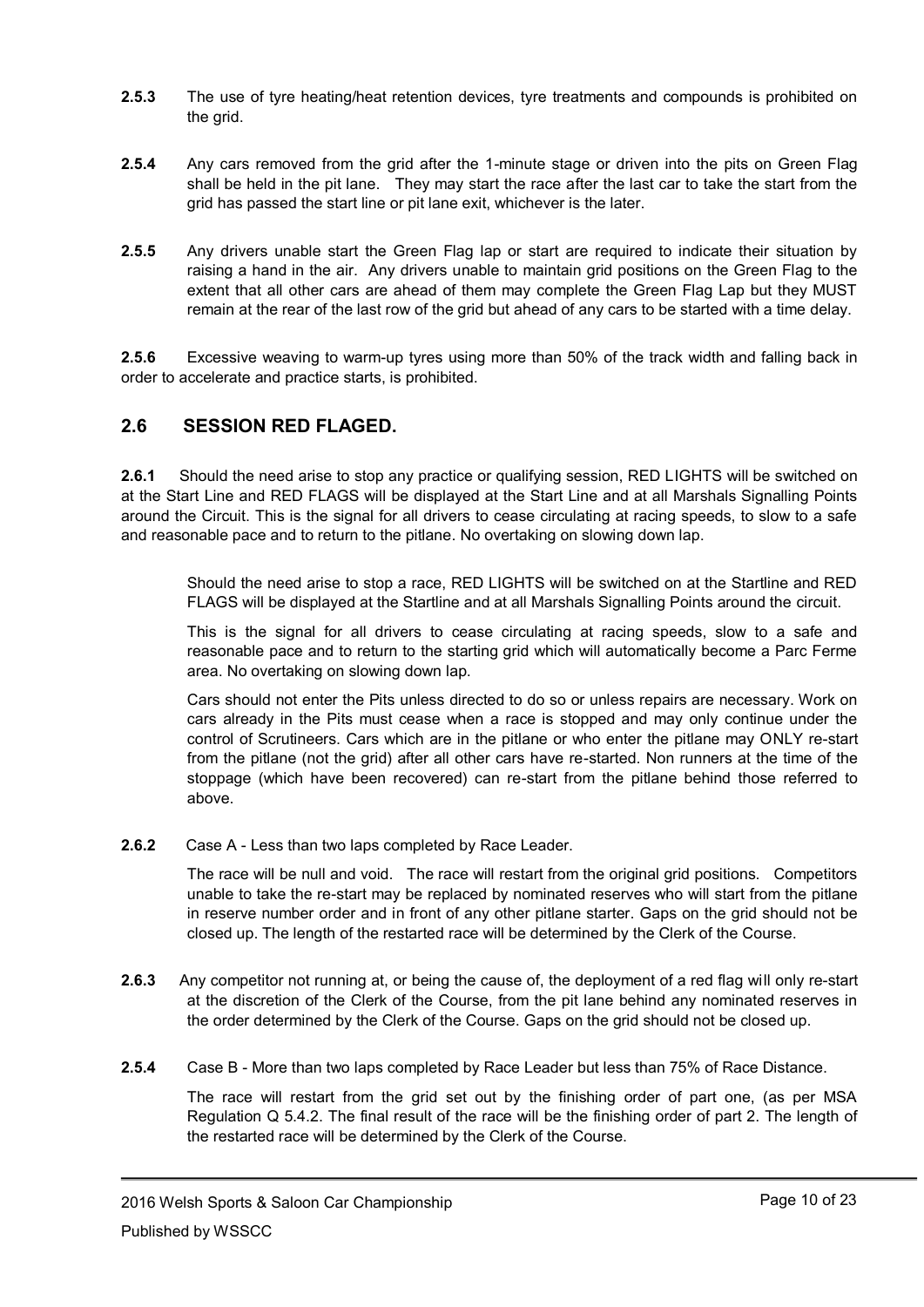**2.5.3** The use of tyre heating/heat retention devices, tyre treatments and compounds is prohibited on the grid.

**2.5.4** Any cars removed from the grid after the 1-minute stage or driven into the pits on Green Flag shall be held in the pit lane. They may start the race after the last car to take the start from the grid has passed the start line or pit lane exit, whichever is the later.

**2.5.5** Any drivers unable start the Green Flag lap or start are required to indicate their situation by raising a hand in the air. Any drivers unable to maintain grid positions on the Green Flag to the extent that all other cars are ahead of them may complete the Green Flag Lap but they MUST remain at the rear of the last row of the grid but ahead of any cars to be started with a time delay.

**2.5.6** Excessive weaving to warm-up tyres using more than 50% of the track width and falling back in order to accelerate and practice starts, is prohibited.

## 2.6 SESSION RED FLAGED.

**2.6.1** Should the need arise to stop any practice or qualifying session, RED LIGHTS will be switched on at the Start Line and RED FLAGS will be displayed at the Start Line and at all Marshals Signalling Points around the Circuit. This is the signal for all drivers to cease circulating at racing speeds, to slow to a safe and reasonable pace and to return to the pitlane. No overtaking on slowing down lap.

Should the need arise to stop a race, RED LIGHTS will be switched on at the Startline and RED FLAGS will be displayed at the Startline and at all Marshals Signalling Points around the circuit.

This is the signal for all drivers to cease circulating at racing speeds, slow to a safe and reasonable pace and to return to the starting grid which will automatically become a Parc Ferme area. No overtaking on slowing down lap.

Cars should not enter the Pits unless directed to do so or unless repairs are necessary. Work on cars already in the Pits must cease when a race is stopped and may only continue under the control of Scrutineers. Cars which are in the pitlane or who enter the pitlane may ONLY re-start from the pitlane (not the grid) after all other cars have re-started. Non runners at the time of the stoppage (which have been recovered) can re-start from the pitlane behind those referred to above.

**2.6.2** Case A - Less than two laps completed by Race Leader.

The race will be null and void. The race will restart from the original grid positions. Competitors unable to take the re-start may be replaced by nominated reserves who will start from the pitlane in reserve number order and in front of any other pitlane starter. Gaps on the grid should not be closed up. The length of the restarted race will be determined by the Clerk of the Course.

**2.6.3** Any competitor not running at, or being the cause of, the deployment of a red flag will only re-start at the discretion of the Clerk of the Course, from the pit lane behind any nominated reserves in the order determined by the Clerk of the Course. Gaps on the grid should not be closed up.

**2.5.4** Case B - More than two laps completed by Race Leader but less than 75% of Race Distance.

The race will restart from the grid set out by the finishing order of part one, (as per MSA Regulation Q 5.4.2. The final result of the race will be the finishing order of part 2. The length of the restarted race will be determined by the Clerk of the Course.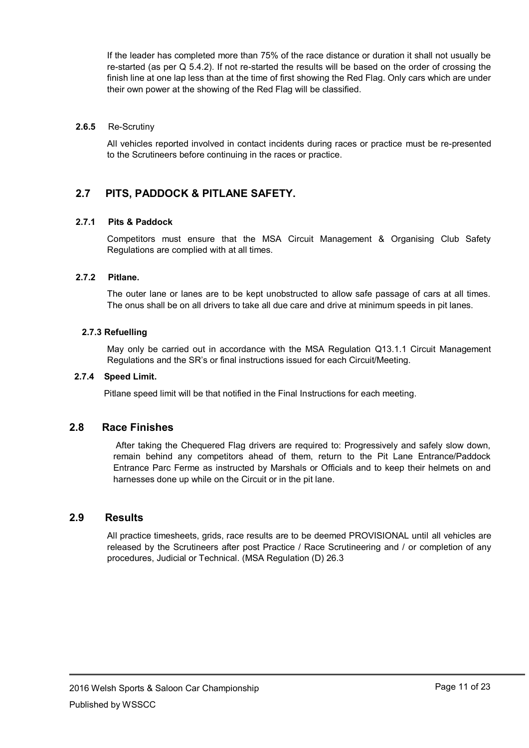If the leader has completed more than 75% of the race distance or duration it shall not usually be re-started (as per Q 5.4.2). If not re-started the results will be based on the order of crossing the finish line at one lap less than at the time of first showing the Red Flag. Only cars which are under their own power at the showing of the Red Flag will be classified.

#### 2.6.5 Re-Scrutiny

All vehicles reported involved in contact incidents during races or practice must be re-presented to the Scrutineers before continuing in the races or practice.

## 2.7 PITS, PADDOCK & PITLANE SAFETY.

#### 2.7.1 Pits & Paddock

Competitors must ensure that the MSA Circuit Management & Organising Club Safety Regulations are complied with at all times.

#### 2.7.2 Pitlane.

The outer lane or lanes are to be kept unobstructed to allow safe passage of cars at all times. The onus shall be on all drivers to take all due care and drive at minimum speeds in pit lanes.

#### 2.7.3 Refuelling

May only be carried out in accordance with the MSA Regulation Q13.1.1 Circuit Management Regulations and the SR's or final instructions issued for each Circuit/Meeting.

#### 2.7.4 Speed Limit.

Pitlane speed limit will be that notified in the Final Instructions for each meeting.

## 2.8 Race Finishes

After taking the Chequered Flag drivers are required to: Progressively and safely slow down, remain behind any competitors ahead of them, return to the Pit Lane Entrance/Paddock Entrance Parc Ferme as instructed by Marshals or Officials and to keep their helmets on and harnesses done up while on the Circuit or in the pit lane.

## 2.9 Results

All practice timesheets, grids, race results are to be deemed PROVISIONAL until all vehicles are released by the Scrutineers after post Practice / Race Scrutineering and / or completion of any procedures, Judicial or Technical. (MSA Regulation (D) 26.3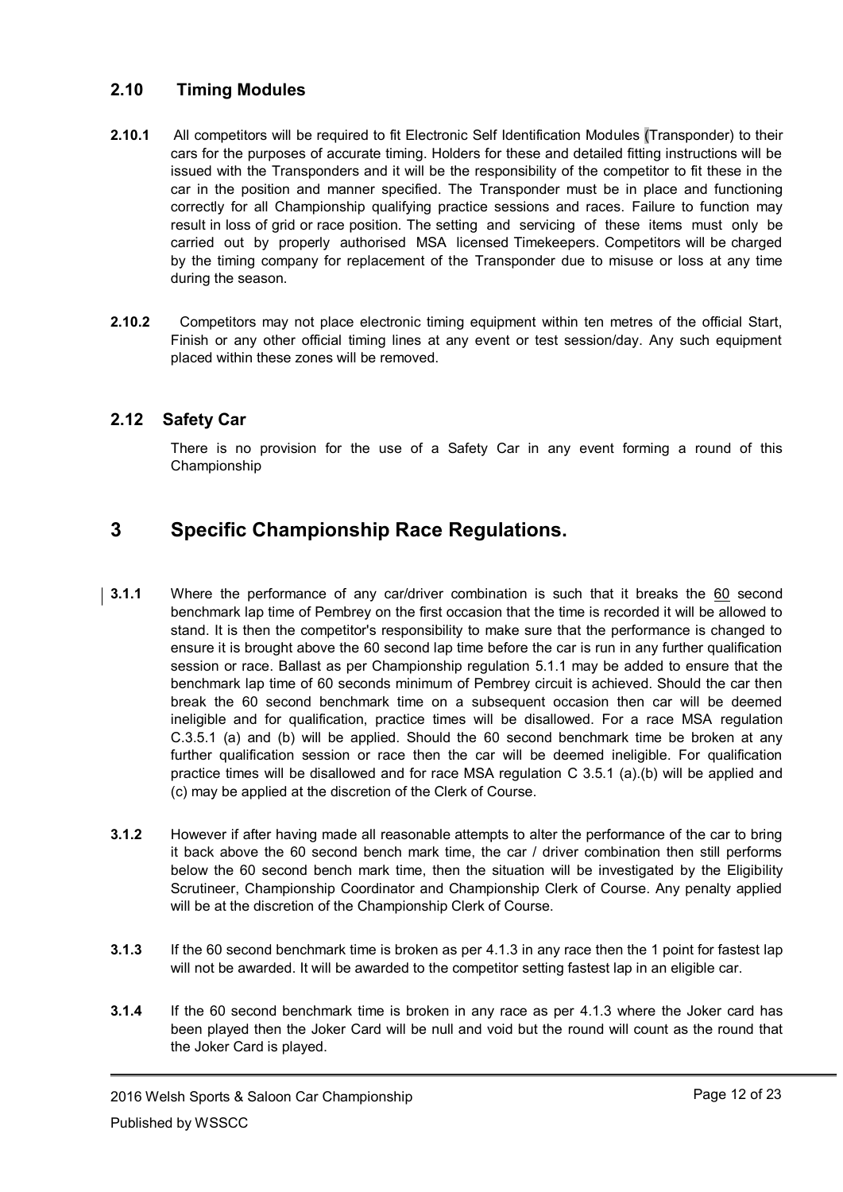## 2.10 Timing Modules

**2.10.1** All competitors will be required to fit Electronic Self Identification Modules (Transponder) to their cars for the purposes of accurate timing. Holders for these and detailed fitting instructions will be issued with the Transponders and it will be the responsibility of the competitor to fit these in the car in the position and manner specified. The Transponder must be in place and functioning correctly for all Championship qualifying practice sessions and races. Failure to function may result in loss of grid or race position. The setting and servicing of these items must only be carried out by properly authorised MSA licensed Timekeepers. Competitors will be charged by the timing company for replacement of the Transponder due to misuse or loss at any time during the season.

**2.10.2** Competitors may not place electronic timing equipment within ten metres of the official Start, Finish or any other official timing lines at any event or test session/day. Any such equipment placed within these zones will be removed.

## 2.12 Safety Car

There is no provision for the use of a Safety Car in any event forming a round of this Championship

# 3 Specific Championship Race Regulations.

**3.1.1** Where the performance of any car/driver combination is such that it breaks the 60 second benchmark lap time of Pembrey on the first occasion that the time is recorded it will be allowed to stand. It is then the competitor's responsibility to make sure that the performance is changed to ensure it is brought above the 60 second lap time before the car is run in any further qualification session or race. Ballast as per Championship regulation 5.1.1 may be added to ensure that the benchmark lap time of 60 seconds minimum of Pembrey circuit is achieved. Should the car then break the 60 second benchmark time on a subsequent occasion then car will be deemed ineligible and for qualification, practice times will be disallowed. For a race MSA regulation C.3.5.1 (a) and (b) will be applied. Should the 60 second benchmark time be broken at any further qualification session or race then the car will be deemed ineligible. For qualification practice times will be disallowed and for race MSA regulation C 3.5.1 (a).(b) will be applied and (c) may be applied at the discretion of the Clerk of Course.

**3.1.2** However if after having made all reasonable attempts to alter the performance of the car to bring it back above the 60 second bench mark time, the car / driver combination then still performs below the 60 second bench mark time, then the situation will be investigated by the Eligibility Scrutineer, Championship Coordinator and Championship Clerk of Course. Any penalty applied will be at the discretion of the Championship Clerk of Course.

**3.1.3** If the 60 second benchmark time is broken as per 4.1.3 in any race then the 1 point for fastest lap will not be awarded. It will be awarded to the competitor setting fastest lap in an eligible car.

**3.1.4** If the 60 second benchmark time is broken in any race as per 4.1.3 where the Joker card has been played then the Joker Card will be null and void but the round will count as the round that the Joker Card is played.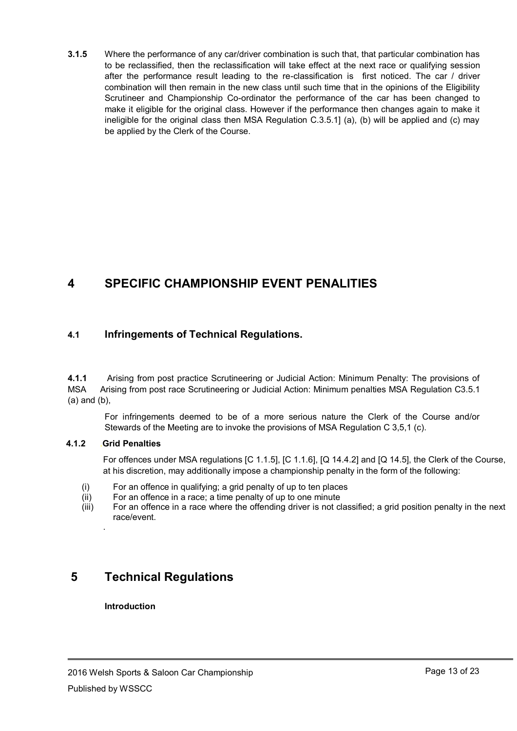**3.1.5** Where the performance of any car/driver combination is such that, that particular combination has to be reclassified, then the reclassification will take effect at the next race or qualifying session after the performance result leading to the re-classification is first noticed. The car / driver combination will then remain in the new class until such time that in the opinions of the Eligibility Scrutineer and Championship Co-ordinator the performance of the car has been changed to make it eligible for the original class. However if the performance then changes again to make it ineligible for the original class then MSA Regulation C.3.5.1] (a), (b) will be applied and (c) may be applied by the Clerk of the Course.

# 4 SPECIFIC CHAMPIONSHIP EVENT PENALITIES

## 4.1 Infringements of Technical Regulations.

**4.1.1** Arising from post practice Scrutineering or Judicial Action: Minimum Penalty: The provisions of MSA Arising from post race Scrutineering or Judicial Action: Minimum penalties MSA Regulation C3.5.1 (a) and (b),

For infringements deemed to be of a more serious nature the Clerk of the Course and/or Stewards of the Meeting are to invoke the provisions of MSA Regulation C 3,5,1 (c).

**4.1.2 Grid Penalties**

For offences under MSA regulations [C 1.1.5], [C 1.1.6], [Q 14.4.2] and [Q 14.5], the Clerk of the Course, at his discretion, may additionally impose a championship penalty in the form of the following:

(i) For an offence in qualifying; a grid penalty of up to ten places
(ii) For an offence in a race; a time penalty of up to one minute
(iii) For an offence in a race where the offending driver is not classified; a grid position penalty in the next race/event.

.

# 5 Technical Regulations

**Introduction**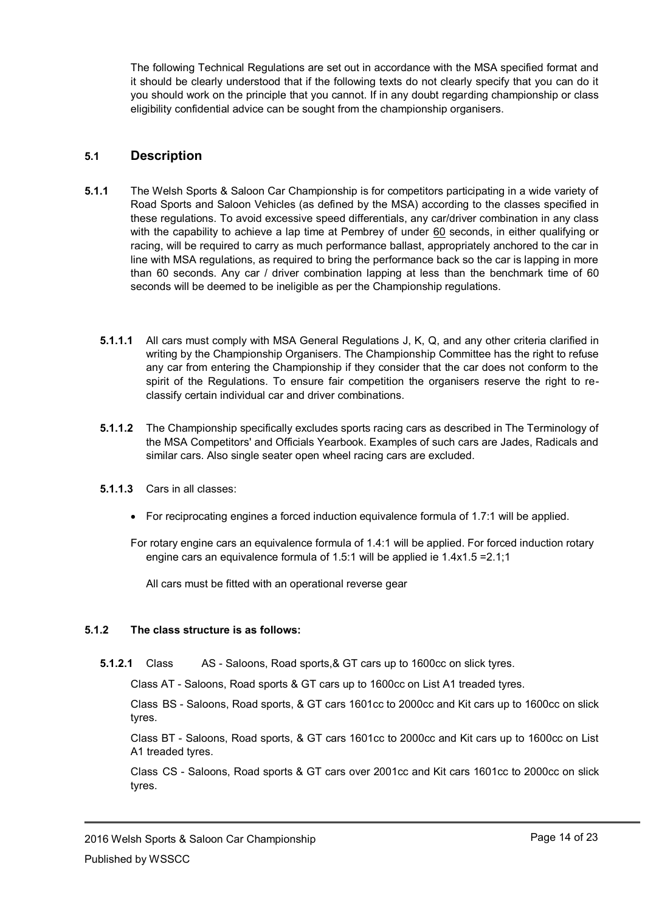The following Technical Regulations are set out in accordance with the MSA specified format and it should be clearly understood that if the following texts do not clearly specify that you can do it you should work on the principle that you cannot. If in any doubt regarding championship or class eligibility confidential advice can be sought from the championship organisers.

## 5.1 Description

**5.1.1** The Welsh Sports & Saloon Car Championship is for competitors participating in a wide variety of Road Sports and Saloon Vehicles (as defined by the MSA) according to the classes specified in these regulations. To avoid excessive speed differentials, any car/driver combination in any class with the capability to achieve a lap time at Pembrey of under 60 seconds, in either qualifying or racing, will be required to carry as much performance ballast, appropriately anchored to the car in line with MSA regulations, as required to bring the performance back so the car is lapping in more than 60 seconds. Any car / driver combination lapping at less than the benchmark time of 60 seconds will be deemed to be ineligible as per the Championship regulations.

**5.1.1.1** All cars must comply with MSA General Regulations J, K, Q, and any other criteria clarified in writing by the Championship Organisers. The Championship Committee has the right to refuse any car from entering the Championship if they consider that the car does not conform to the spirit of the Regulations. To ensure fair competition the organisers reserve the right to re-classify certain individual car and driver combinations.

**5.1.1.2** The Championship specifically excludes sports racing cars as described in The Terminology of the MSA Competitors' and Officials Yearbook. Examples of such cars are Jades, Radicals and similar cars. Also single seater open wheel racing cars are excluded.

**5.1.1.3** Cars in all classes:

- For reciprocating engines a forced induction equivalence formula of 1.7:1 will be applied.

For rotary engine cars an equivalence formula of 1.4:1 will be applied. For forced induction rotary engine cars an equivalence formula of 1.5:1 will be applied ie 1.4x1.5 =2.1;1

All cars must be fitted with an operational reverse gear

**5.1.2 The class structure is as follows:**

**5.1.2.1** Class AS - Saloons, Road sports,& GT cars up to 1600cc on slick tyres.

Class AT - Saloons, Road sports & GT cars up to 1600cc on List A1 treaded tyres.

Class BS - Saloons, Road sports, & GT cars 1601cc to 2000cc and Kit cars up to 1600cc on slick tyres.

Class BT - Saloons, Road sports, & GT cars 1601cc to 2000cc and Kit cars up to 1600cc on List A1 treaded tyres.

Class CS - Saloons, Road sports & GT cars over 2001cc and Kit cars 1601cc to 2000cc on slick tyres.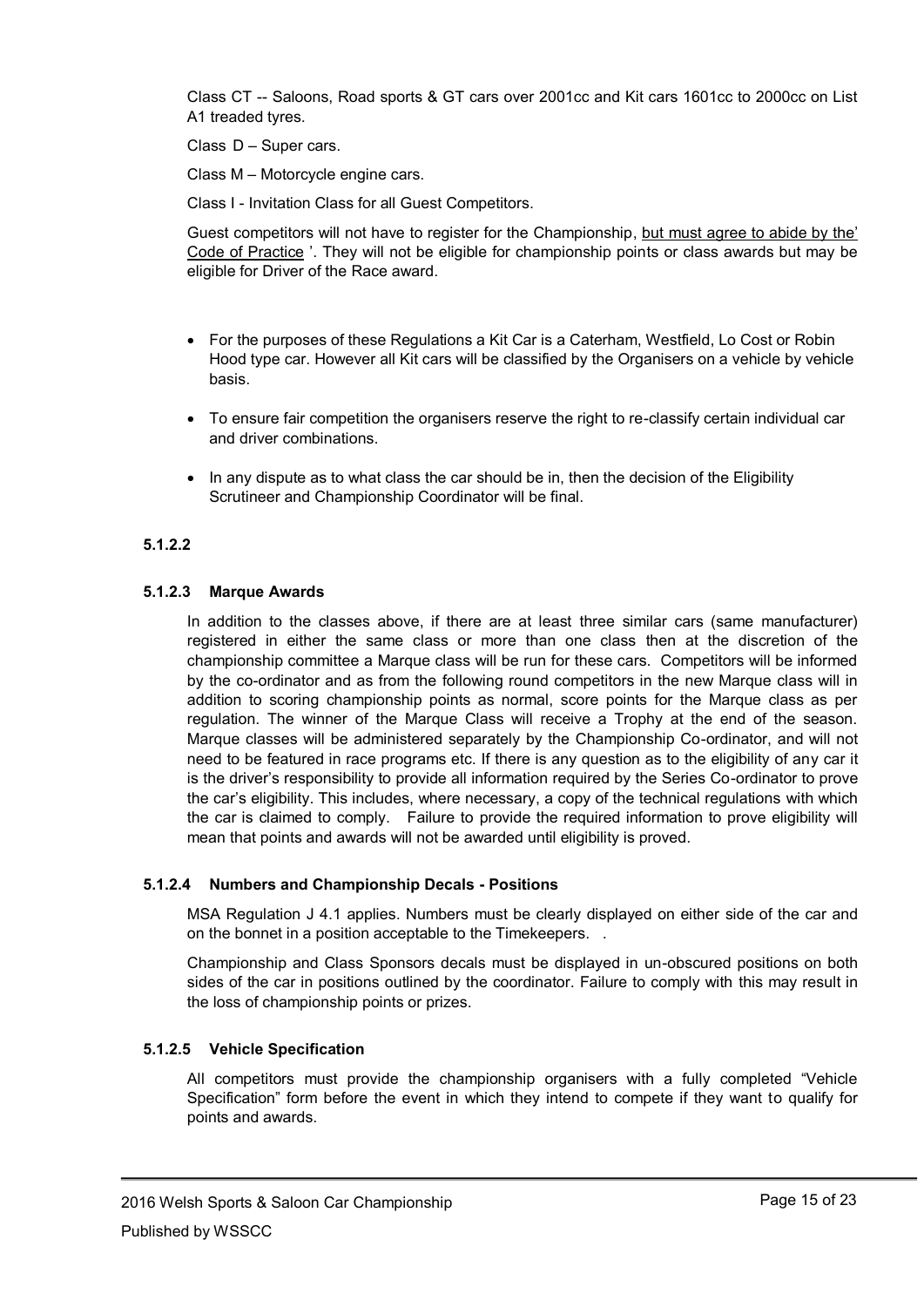Class CT -- Saloons, Road sports & GT cars over 2001cc and Kit cars 1601cc to 2000cc on List A1 treaded tyres.

Class D – Super cars.

Class M – Motorcycle engine cars.

Class I - Invitation Class for all Guest Competitors.

Guest competitors will not have to register for the Championship, <u>but must agree to abide by the' Code of Practice</u> '. They will not be eligible for championship points or class awards but may be eligible for Driver of the Race award.

- For the purposes of these Regulations a Kit Car is a Caterham, Westfield, Lo Cost or Robin Hood type car. However all Kit cars will be classified by the Organisers on a vehicle by vehicle basis.
- To ensure fair competition the organisers reserve the right to re-classify certain individual car and driver combinations.
- In any dispute as to what class the car should be in, then the decision of the Eligibility Scrutineer and Championship Coordinator will be final.

#### 5.1.2.2

#### 5.1.2.3 Marque Awards

In addition to the classes above, if there are at least three similar cars (same manufacturer) registered in either the same class or more than one class then at the discretion of the championship committee a Marque class will be run for these cars. Competitors will be informed by the co-ordinator and as from the following round competitors in the new Marque class will in addition to scoring championship points as normal, score points for the Marque class as per regulation. The winner of the Marque Class will receive a Trophy at the end of the season. Marque classes will be administered separately by the Championship Co-ordinator, and will not need to be featured in race programs etc. If there is any question as to the eligibility of any car it is the driver's responsibility to provide all information required by the Series Co-ordinator to prove the car's eligibility. This includes, where necessary, a copy of the technical regulations with which the car is claimed to comply. Failure to provide the required information to prove eligibility will mean that points and awards will not be awarded until eligibility is proved.

#### 5.1.2.4 Numbers and Championship Decals - Positions

MSA Regulation J 4.1 applies. Numbers must be clearly displayed on either side of the car and on the bonnet in a position acceptable to the Timekeepers. .

Championship and Class Sponsors decals must be displayed in un-obscured positions on both sides of the car in positions outlined by the coordinator. Failure to comply with this may result in the loss of championship points or prizes.

#### 5.1.2.5 Vehicle Specification

All competitors must provide the championship organisers with a fully completed "Vehicle Specification" form before the event in which they intend to compete if they want to qualify for points and awards.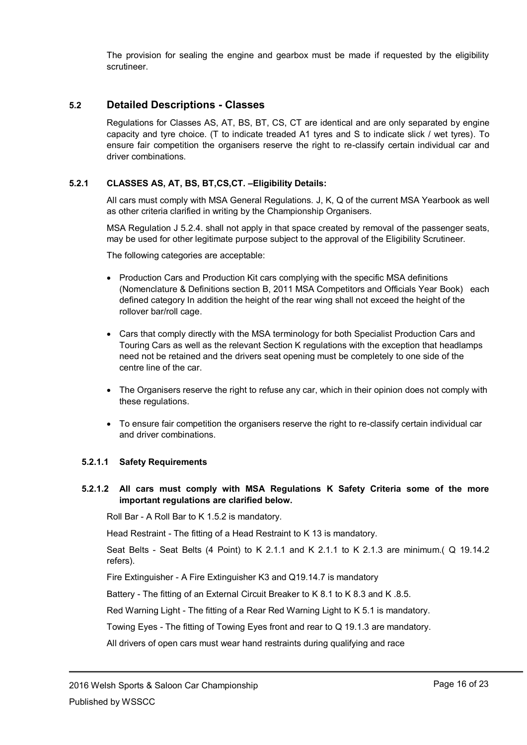The provision for sealing the engine and gearbox must be made if requested by the eligibility scrutineer.

## 5.2 Detailed Descriptions - Classes

Regulations for Classes AS, AT, BS, BT, CS, CT are identical and are only separated by engine capacity and tyre choice. (T to indicate treaded A1 tyres and S to indicate slick / wet tyres). To ensure fair competition the organisers reserve the right to re-classify certain individual car and driver combinations.

### 5.2.1 CLASSES AS, AT, BS, BT,CS,CT. –Eligibility Details:

All cars must comply with MSA General Regulations. J, K, Q of the current MSA Yearbook as well as other criteria clarified in writing by the Championship Organisers.

MSA Regulation J 5.2.4. shall not apply in that space created by removal of the passenger seats, may be used for other legitimate purpose subject to the approval of the Eligibility Scrutineer.

The following categories are acceptable:

- Production Cars and Production Kit cars complying with the specific MSA definitions (Nomenclature & Definitions section B, 2011 MSA Competitors and Officials Year Book) each defined category In addition the height of the rear wing shall not exceed the height of the rollover bar/roll cage.
- Cars that comply directly with the MSA terminology for both Specialist Production Cars and Touring Cars as well as the relevant Section K regulations with the exception that headlamps need not be retained and the drivers seat opening must be completely to one side of the centre line of the car.
- The Organisers reserve the right to refuse any car, which in their opinion does not comply with these regulations.
- To ensure fair competition the organisers reserve the right to re-classify certain individual car and driver combinations.

#### 5.2.1.1 Safety Requirements

#### 5.2.1.2 All cars must comply with MSA Regulations K Safety Criteria some of the more important regulations are clarified below.

Roll Bar - A Roll Bar to K 1.5.2 is mandatory.

Head Restraint - The fitting of a Head Restraint to K 13 is mandatory.

Seat Belts - Seat Belts (4 Point) to K 2.1.1 and K 2.1.1 to K 2.1.3 are minimum.( Q 19.14.2 refers).

Fire Extinguisher - A Fire Extinguisher K3 and Q19.14.7 is mandatory

Battery - The fitting of an External Circuit Breaker to K 8.1 to K 8.3 and K .8.5.

Red Warning Light - The fitting of a Rear Red Warning Light to K 5.1 is mandatory.

Towing Eyes - The fitting of Towing Eyes front and rear to Q 19.1.3 are mandatory.

All drivers of open cars must wear hand restraints during qualifying and race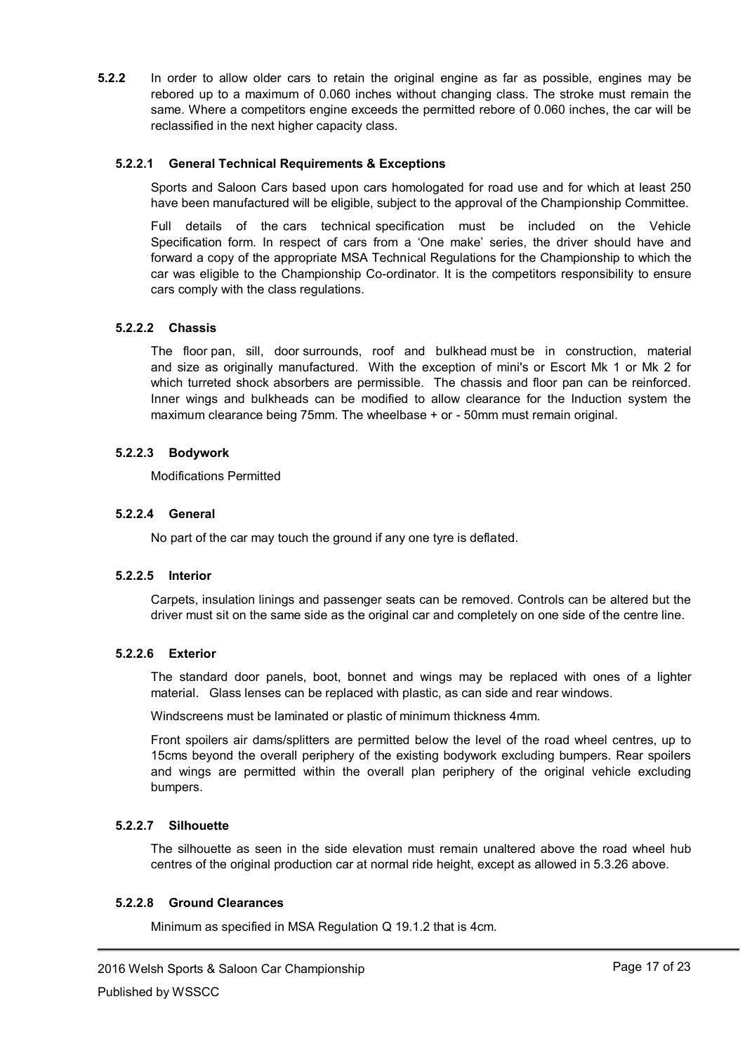**5.2.2** In order to allow older cars to retain the original engine as far as possible, engines may be rebored up to a maximum of 0.060 inches without changing class. The stroke must remain the same. Where a competitors engine exceeds the permitted rebore of 0.060 inches, the car will be reclassified in the next higher capacity class.

#### 5.2.2.1 General Technical Requirements & Exceptions

Sports and Saloon Cars based upon cars homologated for road use and for which at least 250 have been manufactured will be eligible, subject to the approval of the Championship Committee.

Full details of the cars technical specification must be included on the Vehicle Specification form. In respect of cars from a 'One make' series, the driver should have and forward a copy of the appropriate MSA Technical Regulations for the Championship to which the car was eligible to the Championship Co-ordinator. It is the competitors responsibility to ensure cars comply with the class regulations.

#### 5.2.2.2 Chassis

The floor pan, sill, door surrounds, roof and bulkhead must be in construction, material and size as originally manufactured. With the exception of mini's or Escort Mk 1 or Mk 2 for which turreted shock absorbers are permissible. The chassis and floor pan can be reinforced. Inner wings and bulkheads can be modified to allow clearance for the Induction system the maximum clearance being 75mm. The wheelbase + or - 50mm must remain original.

#### 5.2.2.3 Bodywork

Modifications Permitted

#### 5.2.2.4 General

No part of the car may touch the ground if any one tyre is deflated.

#### 5.2.2.5 Interior

Carpets, insulation linings and passenger seats can be removed. Controls can be altered but the driver must sit on the same side as the original car and completely on one side of the centre line.

#### 5.2.2.6 Exterior

The standard door panels, boot, bonnet and wings may be replaced with ones of a lighter material. Glass lenses can be replaced with plastic, as can side and rear windows.

Windscreens must be laminated or plastic of minimum thickness 4mm.

Front spoilers air dams/splitters are permitted below the level of the road wheel centres, up to 15cms beyond the overall periphery of the existing bodywork excluding bumpers. Rear spoilers and wings are permitted within the overall plan periphery of the original vehicle excluding bumpers.

#### 5.2.2.7 Silhouette

The silhouette as seen in the side elevation must remain unaltered above the road wheel hub centres of the original production car at normal ride height, except as allowed in 5.3.26 above.

#### 5.2.2.8 Ground Clearances

Minimum as specified in MSA Regulation Q 19.1.2 that is 4cm.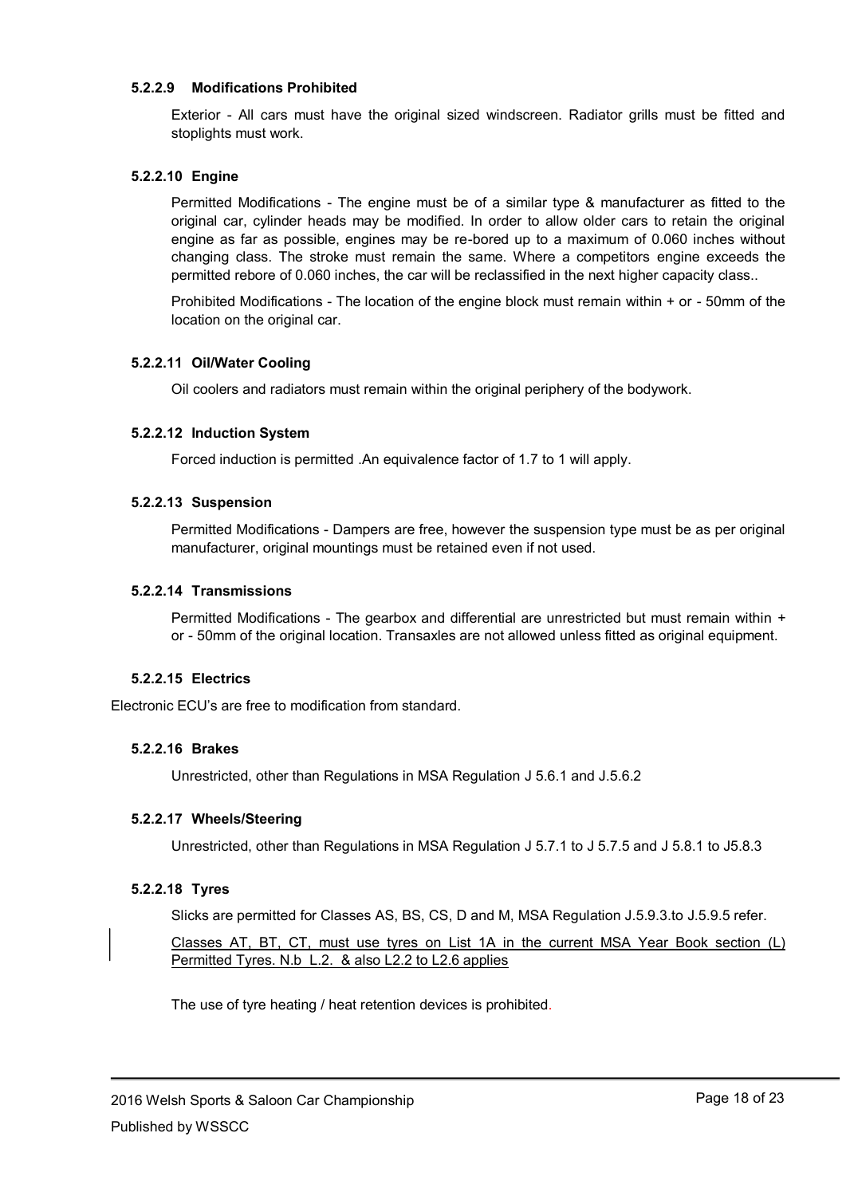#### 5.2.2.9 Modifications Prohibited

Exterior - All cars must have the original sized windscreen. Radiator grills must be fitted and stoplights must work.

#### 5.2.2.10 Engine

Permitted Modifications - The engine must be of a similar type & manufacturer as fitted to the original car, cylinder heads may be modified. In order to allow older cars to retain the original engine as far as possible, engines may be re-bored up to a maximum of 0.060 inches without changing class. The stroke must remain the same. Where a competitors engine exceeds the permitted rebore of 0.060 inches, the car will be reclassified in the next higher capacity class..

Prohibited Modifications - The location of the engine block must remain within + or - 50mm of the location on the original car.

#### 5.2.2.11 Oil/Water Cooling

Oil coolers and radiators must remain within the original periphery of the bodywork.

#### 5.2.2.12 Induction System

Forced induction is permitted .An equivalence factor of 1.7 to 1 will apply.

#### 5.2.2.13 Suspension

Permitted Modifications - Dampers are free, however the suspension type must be as per original manufacturer, original mountings must be retained even if not used.

#### 5.2.2.14 Transmissions

Permitted Modifications - The gearbox and differential are unrestricted but must remain within + or - 50mm of the original location. Transaxles are not allowed unless fitted as original equipment.

#### 5.2.2.15 Electrics

Electronic ECU's are free to modification from standard.

#### 5.2.2.16 Brakes

Unrestricted, other than Regulations in MSA Regulation J 5.6.1 and J.5.6.2

#### 5.2.2.17 Wheels/Steering

Unrestricted, other than Regulations in MSA Regulation J 5.7.1 to J 5.7.5 and J 5.8.1 to J5.8.3

#### 5.2.2.18 Tyres

Slicks are permitted for Classes AS, BS, CS, D and M, MSA Regulation J.5.9.3.to J.5.9.5 refer.

Classes AT, BT, CT, must use tyres on List 1A in the current MSA Year Book section (L) Permitted Tyres. N.b L.2. & also L2.2 to L2.6 applies

The use of tyre heating / heat retention devices is prohibited.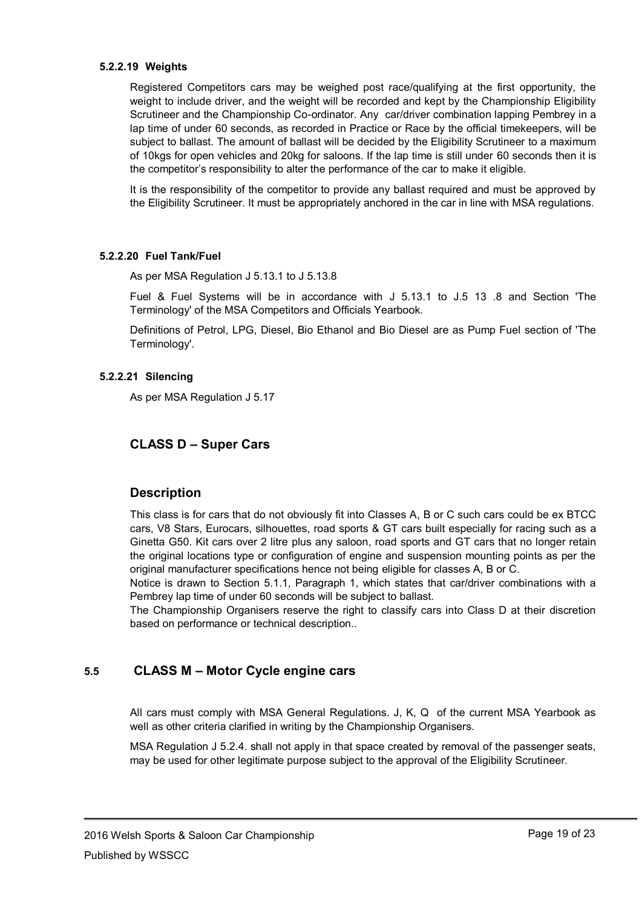#### 5.2.2.19 Weights

Registered Competitors cars may be weighed post race/qualifying at the first opportunity, the weight to include driver, and the weight will be recorded and kept by the Championship Eligibility Scrutineer and the Championship Co-ordinator. Any car/driver combination lapping Pembrey in a lap time of under 60 seconds, as recorded in Practice or Race by the official timekeepers, will be subject to ballast. The amount of ballast will be decided by the Eligibility Scrutineer to a maximum of 10kgs for open vehicles and 20kg for saloons. If the lap time is still under 60 seconds then it is the competitor's responsibility to alter the performance of the car to make it eligible.

It is the responsibility of the competitor to provide any ballast required and must be approved by the Eligibility Scrutineer. It must be appropriately anchored in the car in line with MSA regulations.

#### 5.2.2.20 Fuel Tank/Fuel

As per MSA Regulation J 5.13.1 to J 5.13.8

Fuel & Fuel Systems will be in accordance with J 5.13.1 to J.5 13 .8 and Section 'The Terminology' of the MSA Competitors and Officials Yearbook.

Definitions of Petrol, LPG, Diesel, Bio Ethanol and Bio Diesel are as Pump Fuel section of 'The Terminology'.

#### 5.2.2.21 Silencing

As per MSA Regulation J 5.17

## CLASS D – Super Cars

## Description

This class is for cars that do not obviously fit into Classes A, B or C such cars could be ex BTCC cars, V8 Stars, Eurocars, silhouettes, road sports & GT cars built especially for racing such as a Ginetta G50. Kit cars over 2 litre plus any saloon, road sports and GT cars that no longer retain the original locations type or configuration of engine and suspension mounting points as per the original manufacturer specifications hence not being eligible for classes A, B or C.

Notice is drawn to Section 5.1.1, Paragraph 1, which states that car/driver combinations with a Pembrey lap time of under 60 seconds will be subject to ballast.

The Championship Organisers reserve the right to classify cars into Class D at their discretion based on performance or technical description..

## 5.5 CLASS M – Motor Cycle engine cars

All cars must comply with MSA General Regulations. J, K, Q of the current MSA Yearbook as well as other criteria clarified in writing by the Championship Organisers.

MSA Regulation J 5.2.4. shall not apply in that space created by removal of the passenger seats, may be used for other legitimate purpose subject to the approval of the Eligibility Scrutineer.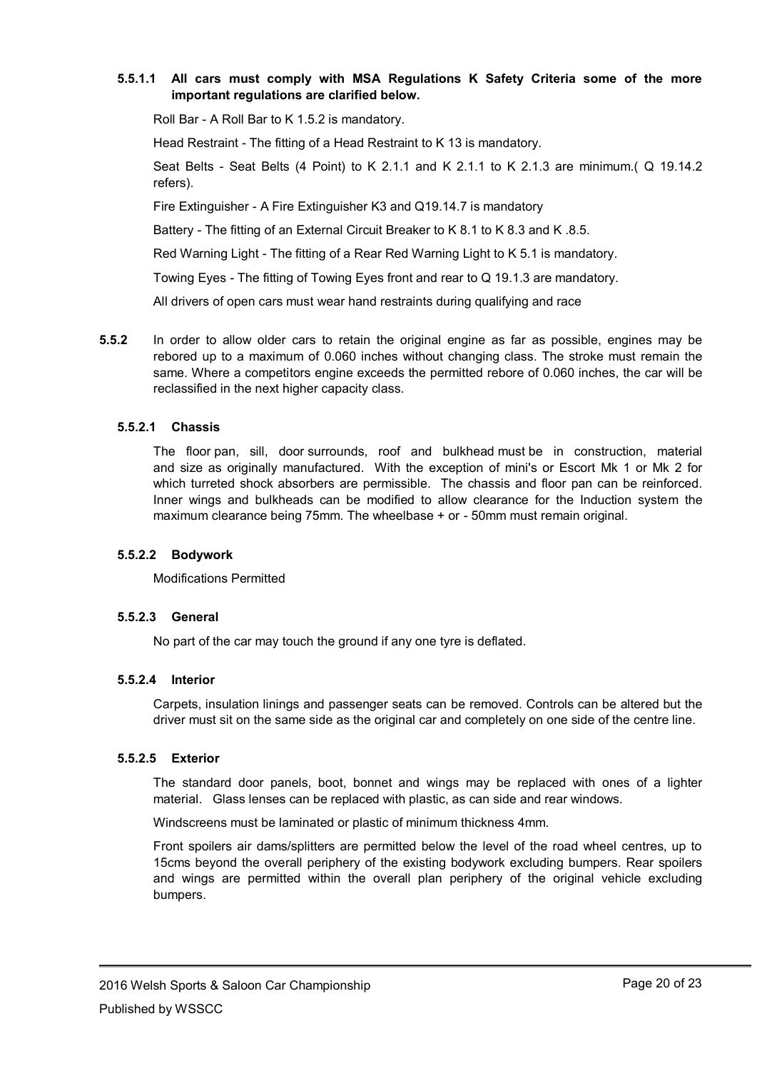#### 5.5.1.1 All cars must comply with MSA Regulations K Safety Criteria some of the more important regulations are clarified below.

Roll Bar - A Roll Bar to K 1.5.2 is mandatory.

Head Restraint - The fitting of a Head Restraint to K 13 is mandatory.

Seat Belts - Seat Belts (4 Point) to K 2.1.1 and K 2.1.1 to K 2.1.3 are minimum.( Q 19.14.2 refers).

Fire Extinguisher - A Fire Extinguisher K3 and Q19.14.7 is mandatory

Battery - The fitting of an External Circuit Breaker to K 8.1 to K 8.3 and K .8.5.

Red Warning Light - The fitting of a Rear Red Warning Light to K 5.1 is mandatory.

Towing Eyes - The fitting of Towing Eyes front and rear to Q 19.1.3 are mandatory.

All drivers of open cars must wear hand restraints during qualifying and race

### 5.5.2

In order to allow older cars to retain the original engine as far as possible, engines may be rebored up to a maximum of 0.060 inches without changing class. The stroke must remain the same. Where a competitors engine exceeds the permitted rebore of 0.060 inches, the car will be reclassified in the next higher capacity class.

#### 5.5.2.1 Chassis

The floor pan, sill, door surrounds, roof and bulkhead must be in construction, material and size as originally manufactured. With the exception of mini's or Escort Mk 1 or Mk 2 for which turreted shock absorbers are permissible. The chassis and floor pan can be reinforced. Inner wings and bulkheads can be modified to allow clearance for the Induction system the maximum clearance being 75mm. The wheelbase + or - 50mm must remain original.

#### 5.5.2.2 Bodywork

Modifications Permitted

#### 5.5.2.3 General

No part of the car may touch the ground if any one tyre is deflated.

#### 5.5.2.4 Interior

Carpets, insulation linings and passenger seats can be removed. Controls can be altered but the driver must sit on the same side as the original car and completely on one side of the centre line.

#### 5.5.2.5 Exterior

The standard door panels, boot, bonnet and wings may be replaced with ones of a lighter material. Glass lenses can be replaced with plastic, as can side and rear windows.

Windscreens must be laminated or plastic of minimum thickness 4mm.

Front spoilers air dams/splitters are permitted below the level of the road wheel centres, up to 15cms beyond the overall periphery of the existing bodywork excluding bumpers. Rear spoilers and wings are permitted within the overall plan periphery of the original vehicle excluding bumpers.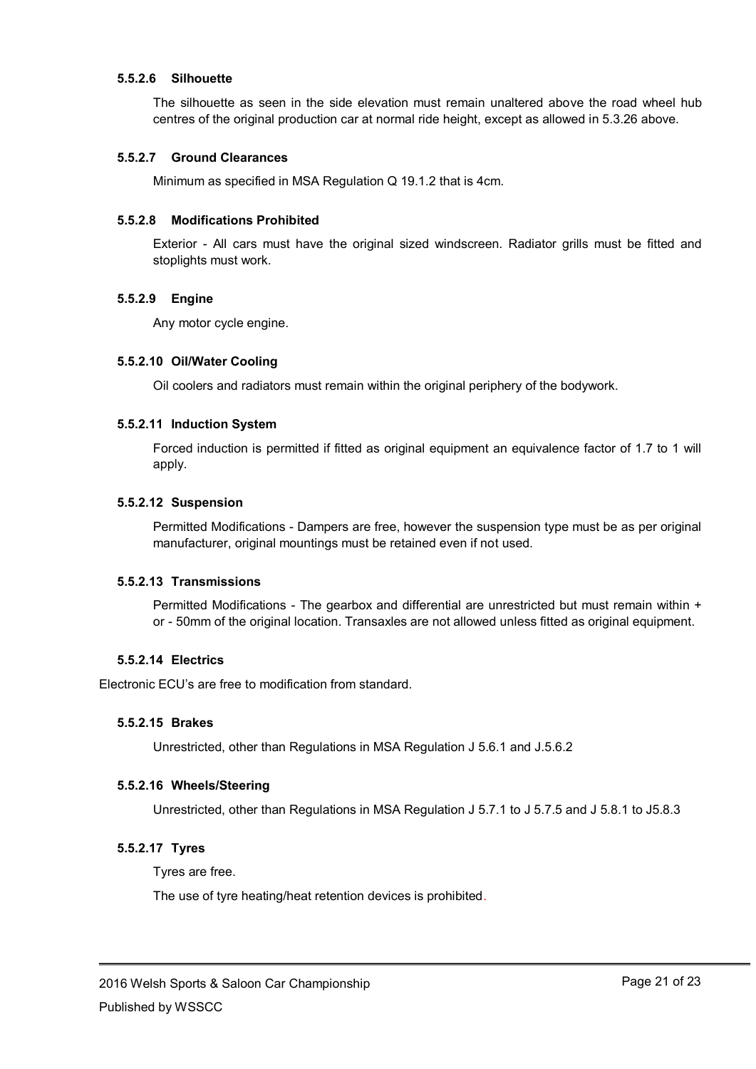#### 5.5.2.6 Silhouette

The silhouette as seen in the side elevation must remain unaltered above the road wheel hub centres of the original production car at normal ride height, except as allowed in 5.3.26 above.

#### 5.5.2.7 Ground Clearances

Minimum as specified in MSA Regulation Q 19.1.2 that is 4cm.

#### 5.5.2.8 Modifications Prohibited

Exterior - All cars must have the original sized windscreen. Radiator grills must be fitted and stoplights must work.

#### 5.5.2.9 Engine

Any motor cycle engine.

#### 5.5.2.10 Oil/Water Cooling

Oil coolers and radiators must remain within the original periphery of the bodywork.

#### 5.5.2.11 Induction System

Forced induction is permitted if fitted as original equipment an equivalence factor of 1.7 to 1 will apply.

#### 5.5.2.12 Suspension

Permitted Modifications - Dampers are free, however the suspension type must be as per original manufacturer, original mountings must be retained even if not used.

#### 5.5.2.13 Transmissions

Permitted Modifications - The gearbox and differential are unrestricted but must remain within + or - 50mm of the original location. Transaxles are not allowed unless fitted as original equipment.

#### 5.5.2.14 Electrics

Electronic ECU's are free to modification from standard.

#### 5.5.2.15 Brakes

Unrestricted, other than Regulations in MSA Regulation J 5.6.1 and J.5.6.2

#### 5.5.2.16 Wheels/Steering

Unrestricted, other than Regulations in MSA Regulation J 5.7.1 to J 5.7.5 and J 5.8.1 to J5.8.3

#### 5.5.2.17 Tyres

Tyres are free.

The use of tyre heating/heat retention devices is prohibited.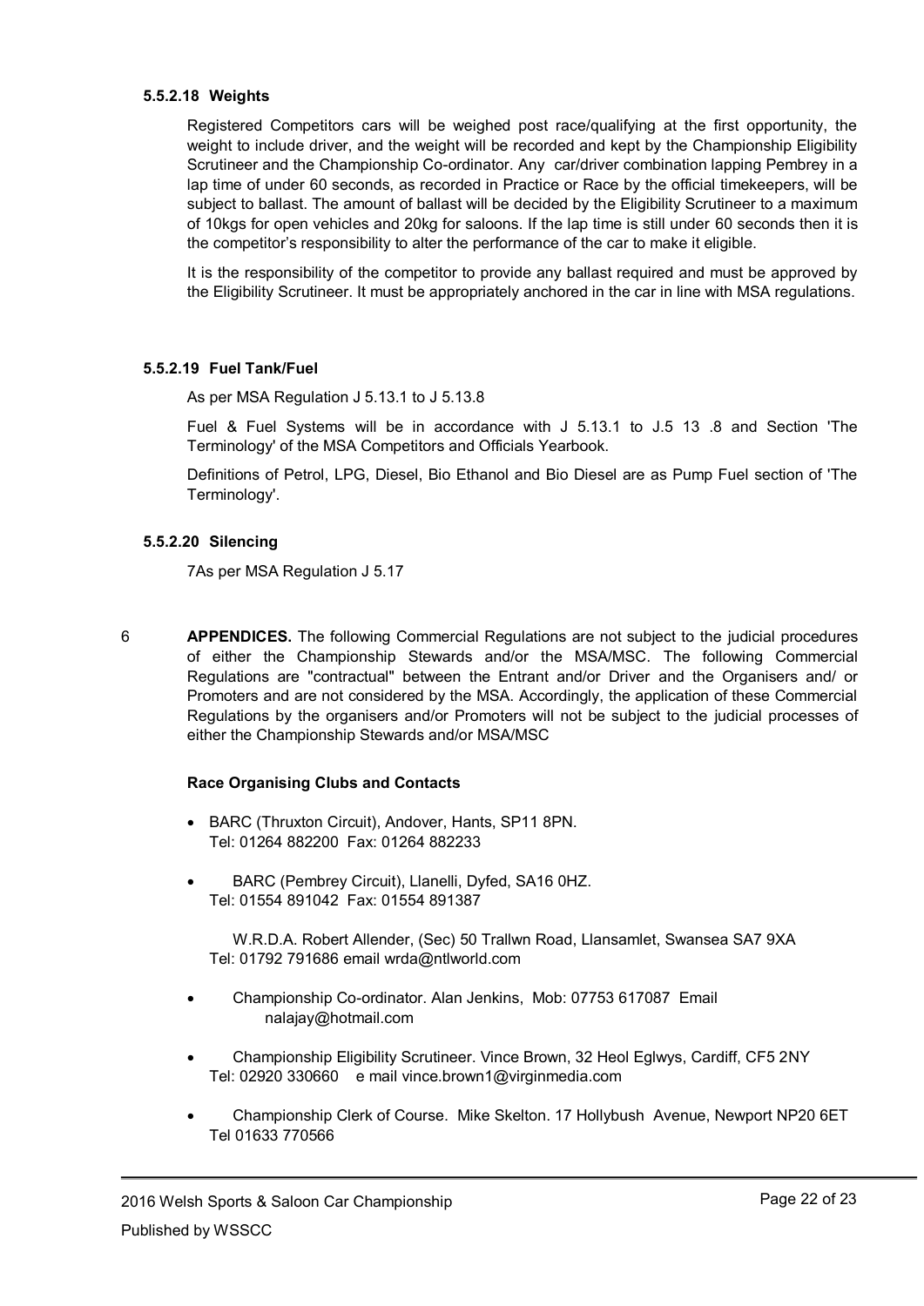#### 5.5.2.18 Weights

Registered Competitors cars will be weighed post race/qualifying at the first opportunity, the weight to include driver, and the weight will be recorded and kept by the Championship Eligibility Scrutineer and the Championship Co-ordinator. Any car/driver combination lapping Pembrey in a lap time of under 60 seconds, as recorded in Practice or Race by the official timekeepers, will be subject to ballast. The amount of ballast will be decided by the Eligibility Scrutineer to a maximum of 10kgs for open vehicles and 20kg for saloons. If the lap time is still under 60 seconds then it is the competitor's responsibility to alter the performance of the car to make it eligible.

It is the responsibility of the competitor to provide any ballast required and must be approved by the Eligibility Scrutineer. It must be appropriately anchored in the car in line with MSA regulations.

#### 5.5.2.19 Fuel Tank/Fuel

As per MSA Regulation J 5.13.1 to J 5.13.8

Fuel & Fuel Systems will be in accordance with J 5.13.1 to J.5 13 .8 and Section 'The Terminology' of the MSA Competitors and Officials Yearbook.

Definitions of Petrol, LPG, Diesel, Bio Ethanol and Bio Diesel are as Pump Fuel section of 'The Terminology'.

#### 5.5.2.20 Silencing

7As per MSA Regulation J 5.17

6 **APPENDICES.** The following Commercial Regulations are not subject to the judicial procedures of either the Championship Stewards and/or the MSA/MSC. The following Commercial Regulations are "contractual" between the Entrant and/or Driver and the Organisers and/ or Promoters and are not considered by the MSA. Accordingly, the application of these Commercial Regulations by the organisers and/or Promoters will not be subject to the judicial processes of either the Championship Stewards and/or MSA/MSC

**Race Organising Clubs and Contacts**

- BARC (Thruxton Circuit), Andover, Hants, SP11 8PN.
  Tel: 01264 882200 Fax: 01264 882233
- BARC (Pembrey Circuit), Llanelli, Dyfed, SA16 0HZ.
  Tel: 01554 891042 Fax: 01554 891387

  W.R.D.A. Robert Allender, (Sec) 50 Trallwn Road, Llansamlet, Swansea SA7 9XA
  Tel: 01792 791686 email wrda@ntlworld.com
- Championship Co-ordinator. Alan Jenkins, Mob: 07753 617087 Email nalajay@hotmail.com
- Championship Eligibility Scrutineer. Vince Brown, 32 Heol Eglwys, Cardiff, CF5 2NY
  Tel: 02920 330660 e mail vince.brown1@virginmedia.com
- Championship Clerk of Course. Mike Skelton. 17 Hollybush Avenue, Newport NP20 6ET
  Tel 01633 770566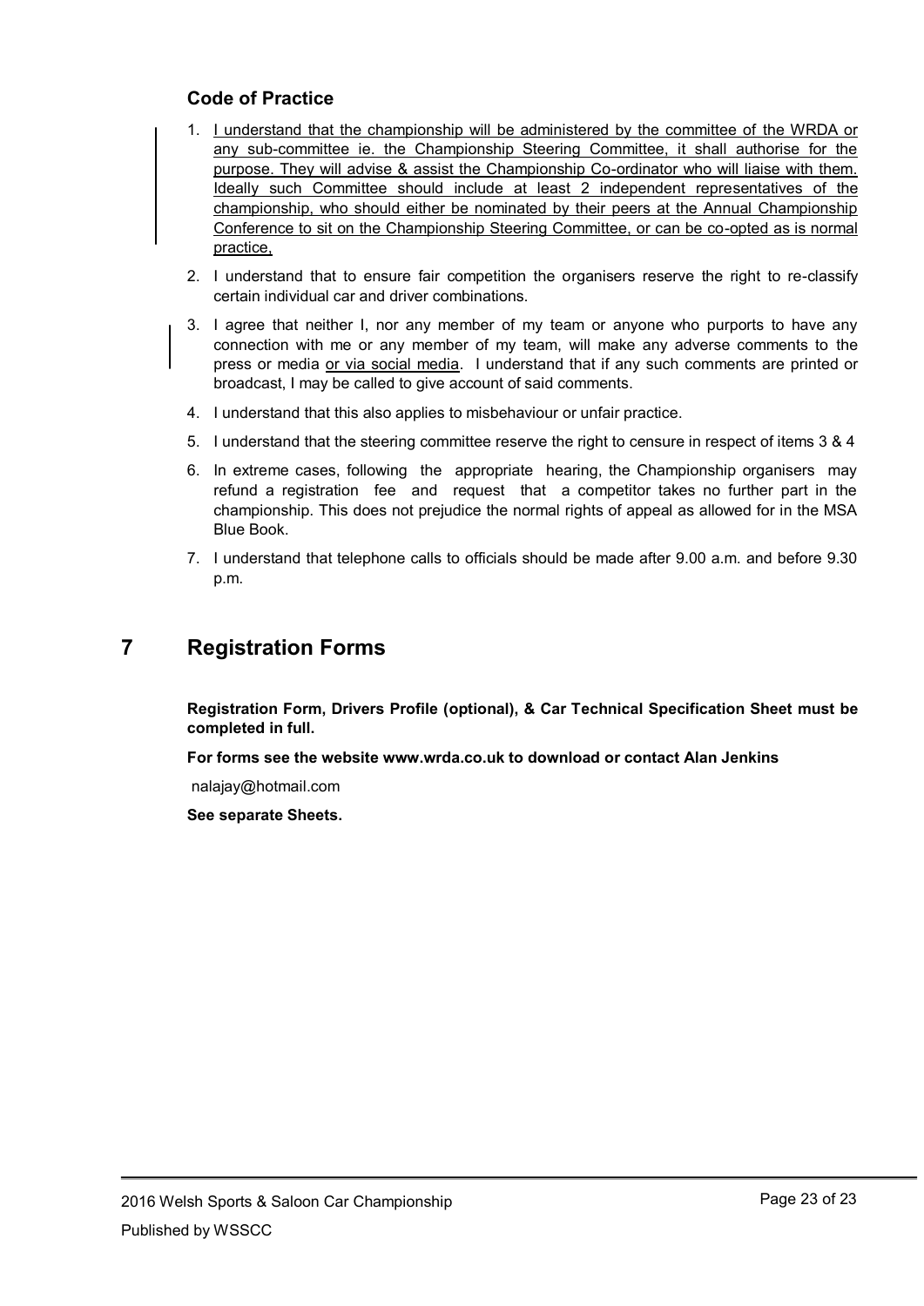### Code of Practice

1. I understand that the championship will be administered by the committee of the WRDA or any sub-committee ie. the Championship Steering Committee, it shall authorise for the purpose. They will advise & assist the Championship Co-ordinator who will liaise with them. Ideally such Committee should include at least 2 independent representatives of the championship, who should either be nominated by their peers at the Annual Championship Conference to sit on the Championship Steering Committee, or can be co-opted as is normal practice,
2. I understand that to ensure fair competition the organisers reserve the right to re-classify certain individual car and driver combinations.
3. I agree that neither I, nor any member of my team or anyone who purports to have any connection with me or any member of my team, will make any adverse comments to the press or media or via social media. I understand that if any such comments are printed or broadcast, I may be called to give account of said comments.
4. I understand that this also applies to misbehaviour or unfair practice.
5. I understand that the steering committee reserve the right to censure in respect of items 3 & 4
6. In extreme cases, following the appropriate hearing, the Championship organisers may refund a registration fee and request that a competitor takes no further part in the championship. This does not prejudice the normal rights of appeal as allowed for in the MSA Blue Book.
7. I understand that telephone calls to officials should be made after 9.00 a.m. and before 9.30 p.m.

# 7 Registration Forms

**Registration Form, Drivers Profile (optional), & Car Technical Specification Sheet must be completed in full.**

**For forms see the website www.wrda.co.uk to download or contact Alan Jenkins**

nalajay@hotmail.com

**See separate Sheets.**